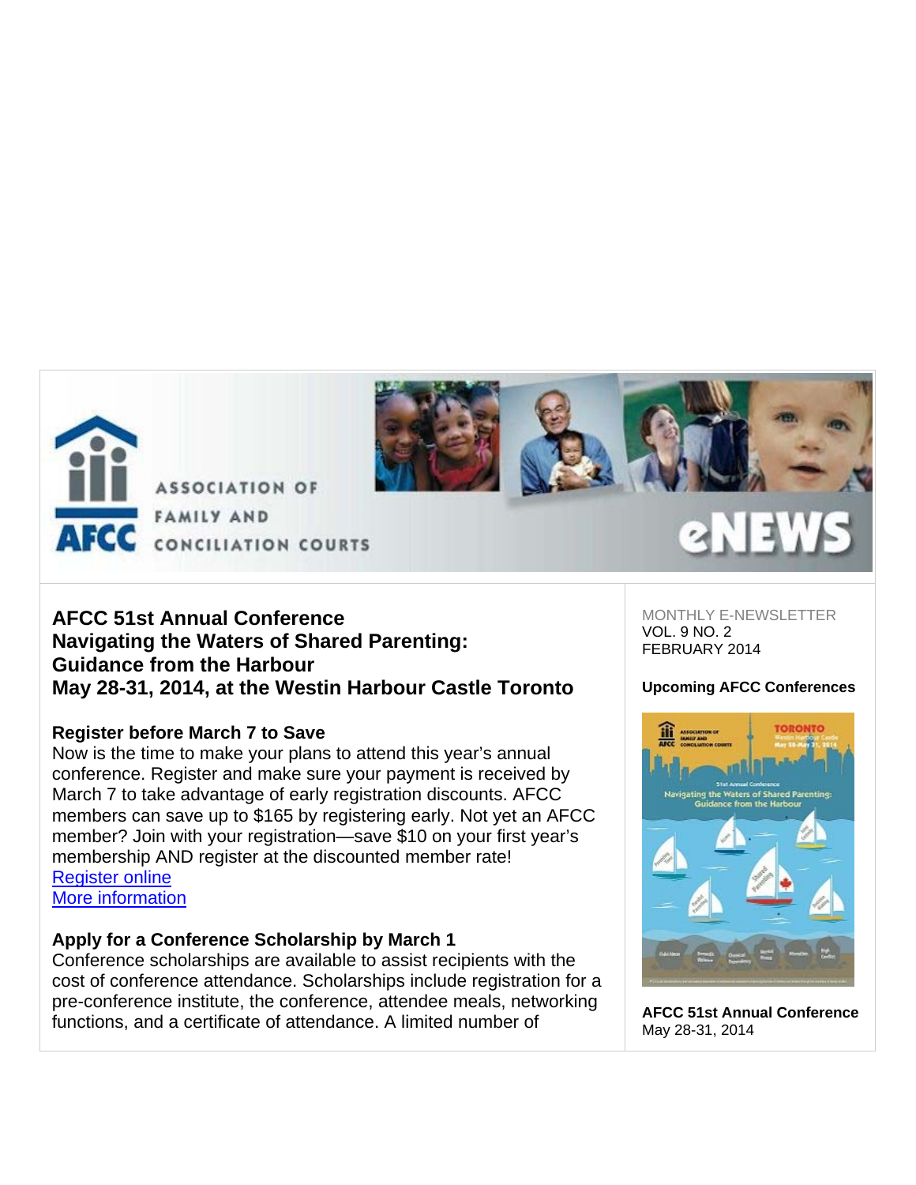ASSOCIATION OF FAMILY AND CONCILIATION COURTS

AFCC

eNEWS

MONTHLY E-NEWSLETTER
VOL. 9 NO. 2
FEBRUARY 2014

# AFCC 51st Annual Conference
# Navigating the Waters of Shared Parenting: Guidance from the Harbour
# May 28-31, 2014, at the Westin Harbour Castle Toronto

### Register before March 7 to Save

Now is the time to make your plans to attend this year's annual conference. Register and make sure your payment is received by March 7 to take advantage of early registration discounts. AFCC members can save up to $165 by registering early. Not yet an AFCC member? Join with your registration—save $10 on your first year's membership AND register at the discounted member rate!

[Register online](#)
[More information](#)

### Apply for a Conference Scholarship by March 1

Conference scholarships are available to assist recipients with the cost of conference attendance. Scholarships include registration for a pre-conference institute, the conference, attendee meals, networking functions, and a certificate of attendance. A limited number of

### Upcoming AFCC Conferences

**AFCC 51st Annual Conference**
May 28-31, 2014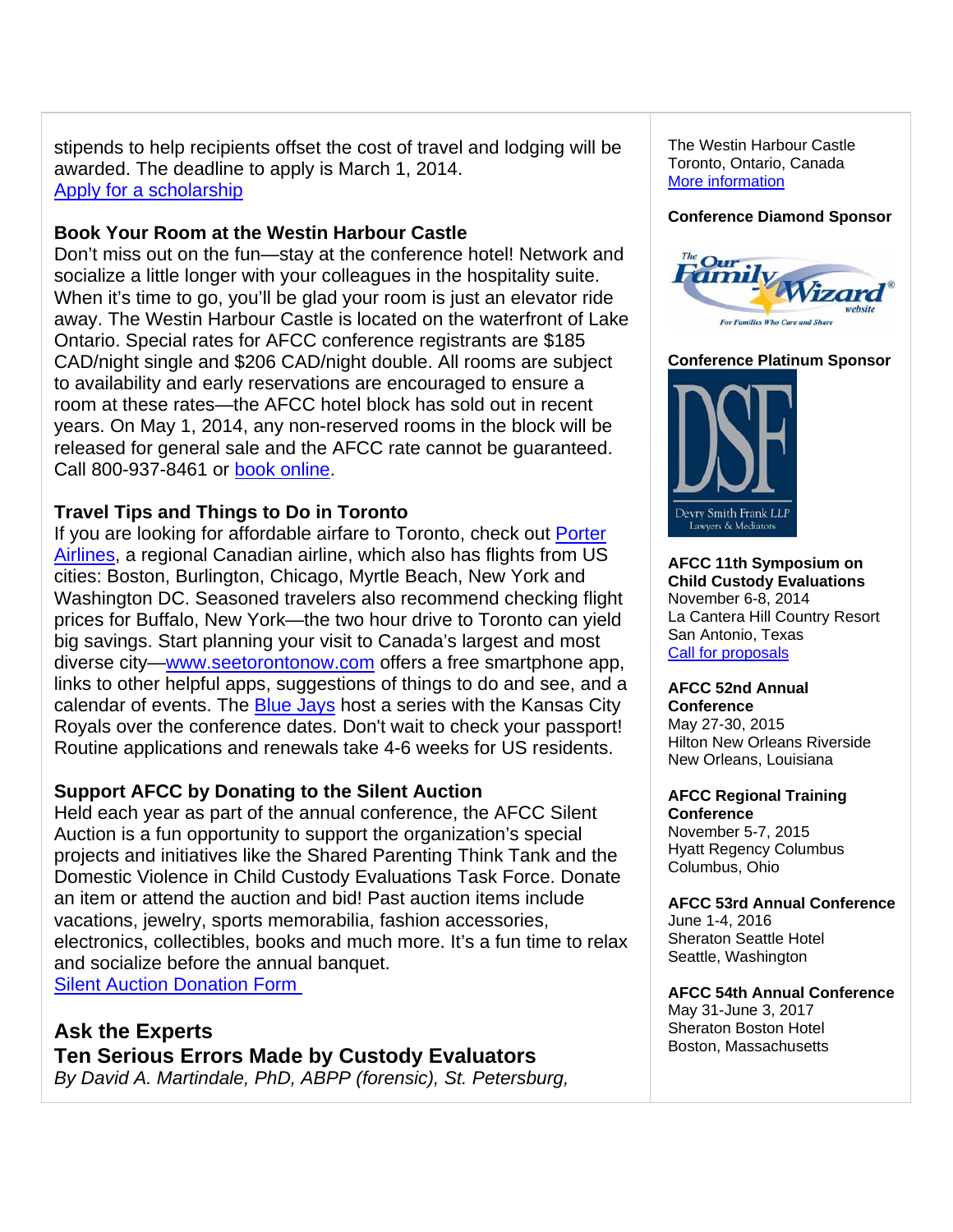stipends to help recipients offset the cost of travel and lodging will be awarded. The deadline to apply is March 1, 2014.
[Apply for a scholarship]

**Book Your Room at the Westin Harbour Castle**
Don't miss out on the fun—stay at the conference hotel! Network and socialize a little longer with your colleagues in the hospitality suite. When it's time to go, you'll be glad your room is just an elevator ride away. The Westin Harbour Castle is located on the waterfront of Lake Ontario. Special rates for AFCC conference registrants are $185 CAD/night single and $206 CAD/night double. All rooms are subject to availability and early reservations are encouraged to ensure a room at these rates—the AFCC hotel block has sold out in recent years. On May 1, 2014, any non-reserved rooms in the block will be released for general sale and the AFCC rate cannot be guaranteed. Call 800-937-8461 or book online.

**Travel Tips and Things to Do in Toronto**
If you are looking for affordable airfare to Toronto, check out Porter Airlines, a regional Canadian airline, which also has flights from US cities: Boston, Burlington, Chicago, Myrtle Beach, New York and Washington DC. Seasoned travelers also recommend checking flight prices for Buffalo, New York—the two hour drive to Toronto can yield big savings. Start planning your visit to Canada's largest and most diverse city—www.seetorontonow.com offers a free smartphone app, links to other helpful apps, suggestions of things to do and see, and a calendar of events. The Blue Jays host a series with the Kansas City Royals over the conference dates. Don't wait to check your passport! Routine applications and renewals take 4-6 weeks for US residents.

**Support AFCC by Donating to the Silent Auction**
Held each year as part of the annual conference, the AFCC Silent Auction is a fun opportunity to support the organization's special projects and initiatives like the Shared Parenting Think Tank and the Domestic Violence in Child Custody Evaluations Task Force. Donate an item or attend the auction and bid! Past auction items include vacations, jewelry, sports memorabilia, fashion accessories, electronics, collectibles, books and much more. It's a fun time to relax and socialize before the annual banquet.
Silent Auction Donation Form

## Ask the Experts
## Ten Serious Errors Made by Custody Evaluators
*By David A. Martindale, PhD, ABPP (forensic), St. Petersburg,*

---

The Westin Harbour Castle
Toronto, Ontario, Canada
More information

**Conference Diamond Sponsor**

The Our Family Wizard website — For Families Who Care and Share

**Conference Platinum Sponsor**

DSF — Devry Smith Frank LLP, Lawyers & Mediators

**AFCC 11th Symposium on Child Custody Evaluations**
November 6-8, 2014
La Cantera Hill Country Resort
San Antonio, Texas
Call for proposals

**AFCC 52nd Annual Conference**
May 27-30, 2015
Hilton New Orleans Riverside
New Orleans, Louisiana

**AFCC Regional Training Conference**
November 5-7, 2015
Hyatt Regency Columbus
Columbus, Ohio

**AFCC 53rd Annual Conference**
June 1-4, 2016
Sheraton Seattle Hotel
Seattle, Washington

**AFCC 54th Annual Conference**
May 31-June 3, 2017
Sheraton Boston Hotel
Boston, Massachusetts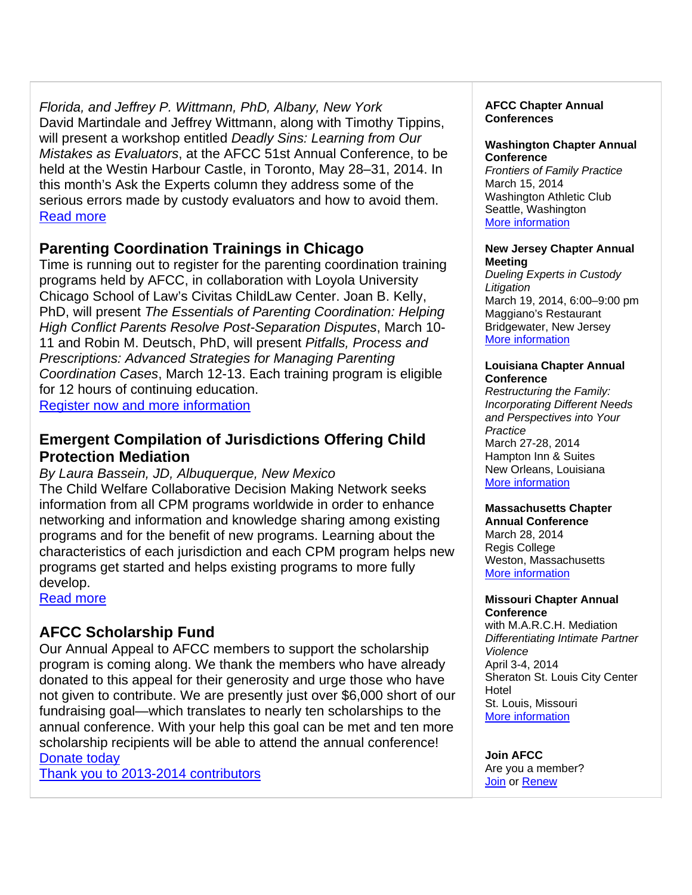*Florida, and Jeffrey P. Wittmann, PhD, Albany, New York*
David Martindale and Jeffrey Wittmann, along with Timothy Tippins, will present a workshop entitled *Deadly Sins: Learning from Our Mistakes as Evaluators*, at the AFCC 51st Annual Conference, to be held at the Westin Harbour Castle, in Toronto, May 28–31, 2014. In this month's Ask the Experts column they address some of the serious errors made by custody evaluators and how to avoid them.
Read more

## Parenting Coordination Trainings in Chicago

Time is running out to register for the parenting coordination training programs held by AFCC, in collaboration with Loyola University Chicago School of Law's Civitas ChildLaw Center. Joan B. Kelly, PhD, will present *The Essentials of Parenting Coordination: Helping High Conflict Parents Resolve Post-Separation Disputes*, March 10-11 and Robin M. Deutsch, PhD, will present *Pitfalls, Process and Prescriptions: Advanced Strategies for Managing Parenting Coordination Cases*, March 12-13. Each training program is eligible for 12 hours of continuing education.
Register now and more information

## Emergent Compilation of Jurisdictions Offering Child Protection Mediation

*By Laura Bassein, JD, Albuquerque, New Mexico*
The Child Welfare Collaborative Decision Making Network seeks information from all CPM programs worldwide in order to enhance networking and information and knowledge sharing among existing programs and for the benefit of new programs. Learning about the characteristics of each jurisdiction and each CPM program helps new programs get started and helps existing programs to more fully develop.
Read more

## AFCC Scholarship Fund

Our Annual Appeal to AFCC members to support the scholarship program is coming along. We thank the members who have already donated to this appeal for their generosity and urge those who have not given to contribute. We are presently just over $6,000 short of our fundraising goal—which translates to nearly ten scholarships to the annual conference. With your help this goal can be met and ten more scholarship recipients will be able to attend the annual conference!
Donate today
Thank you to 2013-2014 contributors

**AFCC Chapter Annual Conferences**

**Washington Chapter Annual Conference**
*Frontiers of Family Practice*
March 15, 2014
Washington Athletic Club
Seattle, Washington
More information

**New Jersey Chapter Annual Meeting**
*Dueling Experts in Custody Litigation*
March 19, 2014, 6:00–9:00 pm
Maggiano's Restaurant
Bridgewater, New Jersey
More information

**Louisiana Chapter Annual Conference**
*Restructuring the Family: Incorporating Different Needs and Perspectives into Your Practice*
March 27-28, 2014
Hampton Inn & Suites
New Orleans, Louisiana
More information

**Massachusetts Chapter Annual Conference**
March 28, 2014
Regis College
Weston, Massachusetts
More information

**Missouri Chapter Annual Conference**
with M.A.R.C.H. Mediation
*Differentiating Intimate Partner Violence*
April 3-4, 2014
Sheraton St. Louis City Center Hotel
St. Louis, Missouri
More information

**Join AFCC**
Are you a member?
Join or Renew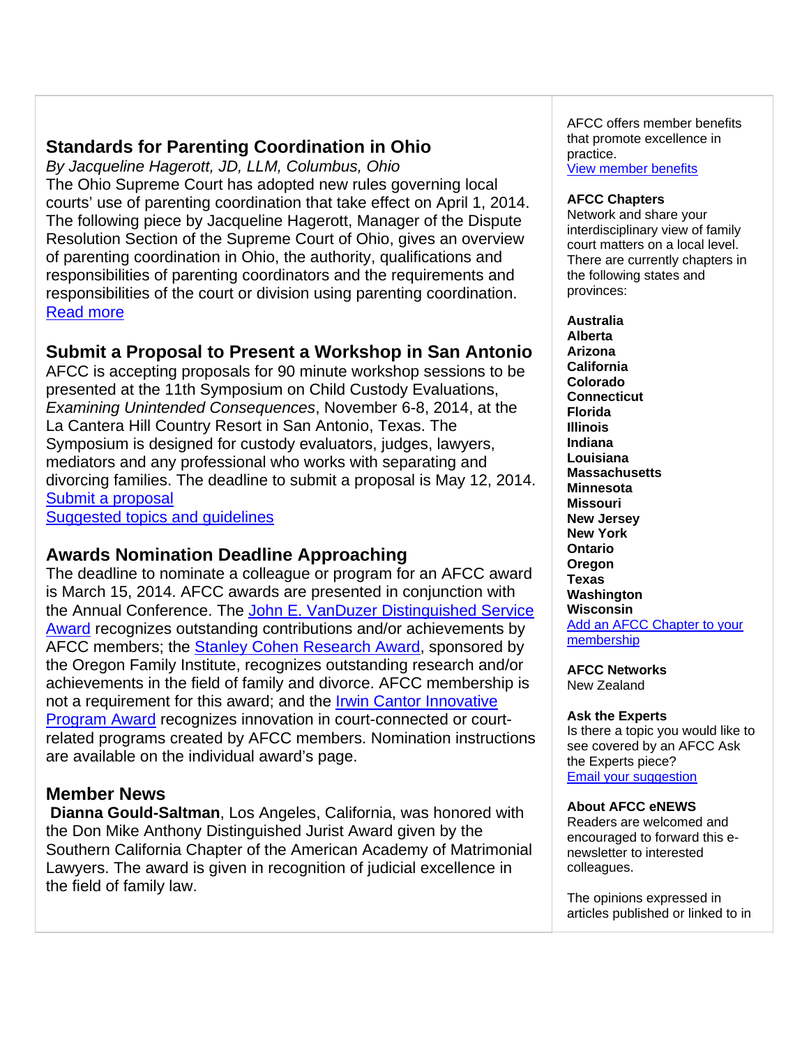## Standards for Parenting Coordination in Ohio

*By Jacqueline Hagerott, JD, LLM, Columbus, Ohio*

The Ohio Supreme Court has adopted new rules governing local courts' use of parenting coordination that take effect on April 1, 2014. The following piece by Jacqueline Hagerott, Manager of the Dispute Resolution Section of the Supreme Court of Ohio, gives an overview of parenting coordination in Ohio, the authority, qualifications and responsibilities of parenting coordinators and the requirements and responsibilities of the court or division using parenting coordination.

Read more

## Submit a Proposal to Present a Workshop in San Antonio

AFCC is accepting proposals for 90 minute workshop sessions to be presented at the 11th Symposium on Child Custody Evaluations, *Examining Unintended Consequences*, November 6-8, 2014, at the La Cantera Hill Country Resort in San Antonio, Texas. The Symposium is designed for custody evaluators, judges, lawyers, mediators and any professional who works with separating and divorcing families. The deadline to submit a proposal is May 12, 2014.

Submit a proposal

Suggested topics and guidelines

## Awards Nomination Deadline Approaching

The deadline to nominate a colleague or program for an AFCC award is March 15, 2014. AFCC awards are presented in conjunction with the Annual Conference. The John E. VanDuzer Distinguished Service Award recognizes outstanding contributions and/or achievements by AFCC members; the Stanley Cohen Research Award, sponsored by the Oregon Family Institute, recognizes outstanding research and/or achievements in the field of family and divorce. AFCC membership is not a requirement for this award; and the Irwin Cantor Innovative Program Award recognizes innovation in court-connected or court-related programs created by AFCC members. Nomination instructions are available on the individual award's page.

## Member News

**Dianna Gould-Saltman**, Los Angeles, California, was honored with the Don Mike Anthony Distinguished Jurist Award given by the Southern California Chapter of the American Academy of Matrimonial Lawyers. The award is given in recognition of judicial excellence in the field of family law.

AFCC offers member benefits that promote excellence in practice.

View member benefits

**AFCC Chapters**

Network and share your interdisciplinary view of family court matters on a local level. There are currently chapters in the following states and provinces:

**Australia**
**Alberta**
**Arizona**
**California**
**Colorado**
**Connecticut**
**Florida**
**Illinois**
**Indiana**
**Louisiana**
**Massachusetts**
**Minnesota**
**Missouri**
**New Jersey**
**New York**
**Ontario**
**Oregon**
**Texas**
**Washington**
**Wisconsin**

Add an AFCC Chapter to your membership

**AFCC Networks**

New Zealand

**Ask the Experts**

Is there a topic you would like to see covered by an AFCC Ask the Experts piece?

Email your suggestion

**About AFCC eNEWS**

Readers are welcomed and encouraged to forward this e-newsletter to interested colleagues.

The opinions expressed in articles published or linked to in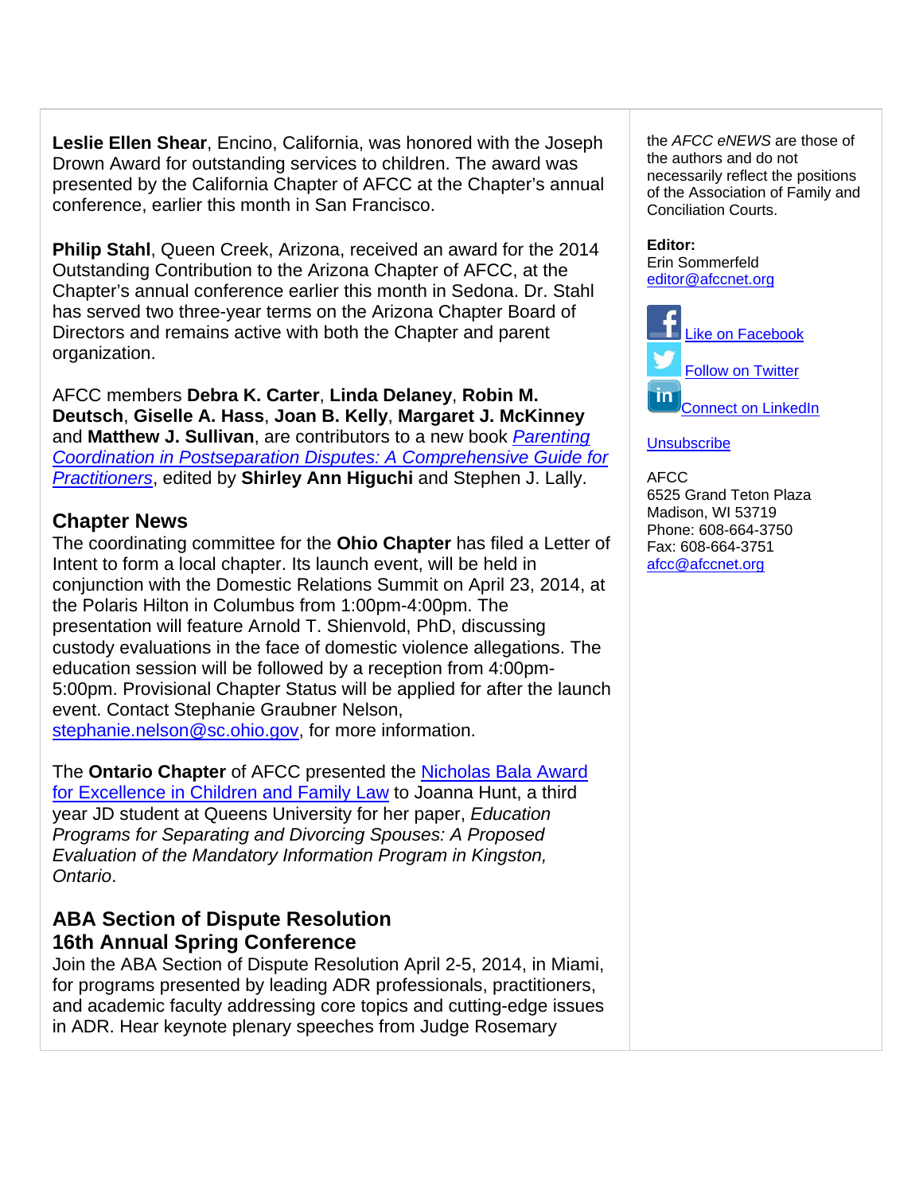**Leslie Ellen Shear**, Encino, California, was honored with the Joseph Drown Award for outstanding services to children. The award was presented by the California Chapter of AFCC at the Chapter's annual conference, earlier this month in San Francisco.

**Philip Stahl**, Queen Creek, Arizona, received an award for the 2014 Outstanding Contribution to the Arizona Chapter of AFCC, at the Chapter's annual conference earlier this month in Sedona. Dr. Stahl has served two three-year terms on the Arizona Chapter Board of Directors and remains active with both the Chapter and parent organization.

AFCC members **Debra K. Carter**, **Linda Delaney**, **Robin M. Deutsch**, **Giselle A. Hass**, **Joan B. Kelly**, **Margaret J. McKinney** and **Matthew J. Sullivan**, are contributors to a new book *Parenting Coordination in Postseparation Disputes: A Comprehensive Guide for Practitioners*, edited by **Shirley Ann Higuchi** and Stephen J. Lally.

### Chapter News

The coordinating committee for the **Ohio Chapter** has filed a Letter of Intent to form a local chapter. Its launch event, will be held in conjunction with the Domestic Relations Summit on April 23, 2014, at the Polaris Hilton in Columbus from 1:00pm-4:00pm. The presentation will feature Arnold T. Shienvold, PhD, discussing custody evaluations in the face of domestic violence allegations. The education session will be followed by a reception from 4:00pm-5:00pm. Provisional Chapter Status will be applied for after the launch event. Contact Stephanie Graubner Nelson, stephanie.nelson@sc.ohio.gov, for more information.

The **Ontario Chapter** of AFCC presented the Nicholas Bala Award for Excellence in Children and Family Law to Joanna Hunt, a third year JD student at Queens University for her paper, *Education Programs for Separating and Divorcing Spouses: A Proposed Evaluation of the Mandatory Information Program in Kingston, Ontario*.

### ABA Section of Dispute Resolution 16th Annual Spring Conference

Join the ABA Section of Dispute Resolution April 2-5, 2014, in Miami, for programs presented by leading ADR professionals, practitioners, and academic faculty addressing core topics and cutting-edge issues in ADR. Hear keynote plenary speeches from Judge Rosemary

the *AFCC eNEWS* are those of the authors and do not necessarily reflect the positions of the Association of Family and Conciliation Courts.

**Editor:**
Erin Sommerfeld
editor@afccnet.org

Like on Facebook
Follow on Twitter
Connect on LinkedIn

Unsubscribe

AFCC
6525 Grand Teton Plaza
Madison, WI 53719
Phone: 608-664-3750
Fax: 608-664-3751
afcc@afccnet.org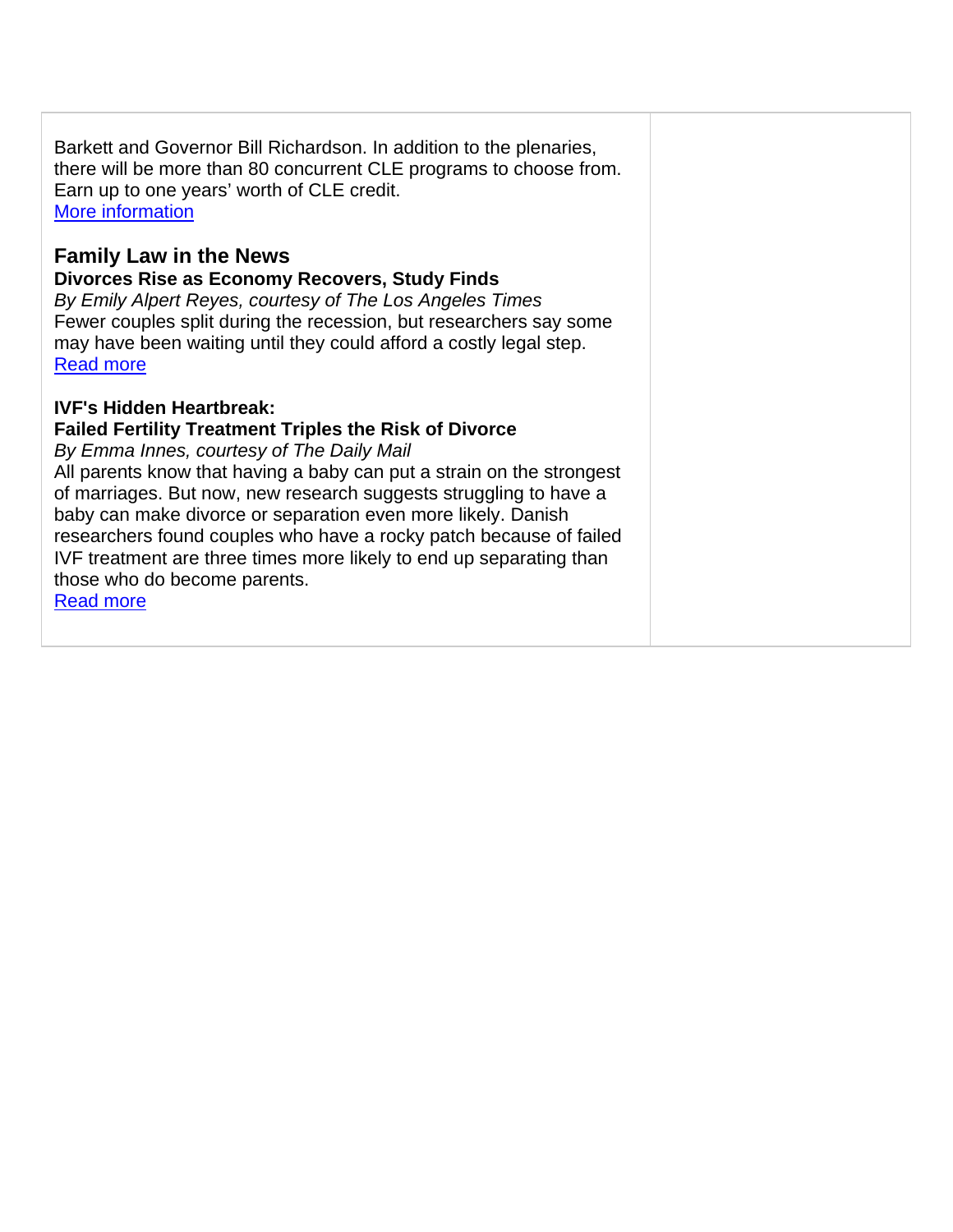Barkett and Governor Bill Richardson. In addition to the plenaries, there will be more than 80 concurrent CLE programs to choose from. Earn up to one years' worth of CLE credit.
More information

## Family Law in the News

**Divorces Rise as Economy Recovers, Study Finds**
*By Emily Alpert Reyes, courtesy of The Los Angeles Times*
Fewer couples split during the recession, but researchers say some may have been waiting until they could afford a costly legal step.
Read more

**IVF's Hidden Heartbreak:**
**Failed Fertility Treatment Triples the Risk of Divorce**
*By Emma Innes, courtesy of The Daily Mail*
All parents know that having a baby can put a strain on the strongest of marriages. But now, new research suggests struggling to have a baby can make divorce or separation even more likely. Danish researchers found couples who have a rocky patch because of failed IVF treatment are three times more likely to end up separating than those who do become parents.
Read more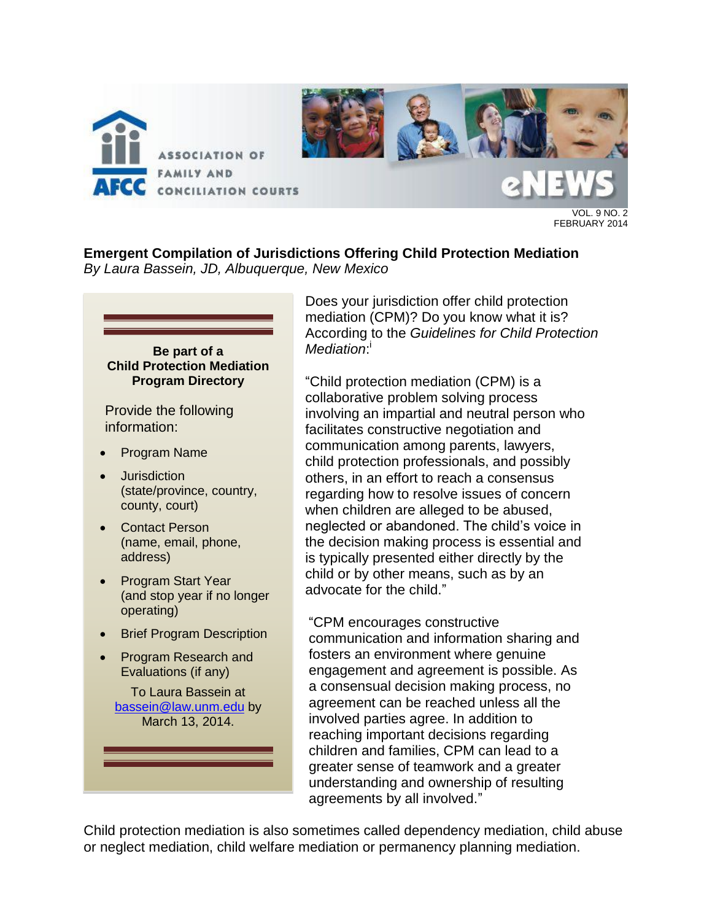# Emergent Compilation of Jurisdictions Offering Child Protection Mediation

*By Laura Bassein, JD, Albuquerque, New Mexico*

Does your jurisdiction offer child protection mediation (CPM)? Do you know what it is? According to the *Guidelines for Child Protection Mediation*:[i]

"Child protection mediation (CPM) is a collaborative problem solving process involving an impartial and neutral person who facilitates constructive negotiation and communication among parents, lawyers, child protection professionals, and possibly others, in an effort to reach a consensus regarding how to resolve issues of concern when children are alleged to be abused, neglected or abandoned. The child's voice in the decision making process is essential and is typically presented either directly by the child or by other means, such as by an advocate for the child."

"CPM encourages constructive communication and information sharing and fosters an environment where genuine engagement and agreement is possible. As a consensual decision making process, no agreement can be reached unless all the involved parties agree. In addition to reaching important decisions regarding children and families, CPM can lead to a greater sense of teamwork and a greater understanding and ownership of resulting agreements by all involved."

**Be part of a Child Protection Mediation Program Directory**

Provide the following information:

- Program Name
- Jurisdiction (state/province, country, county, court)
- Contact Person (name, email, phone, address)
- Program Start Year (and stop year if no longer operating)
- Brief Program Description
- Program Research and Evaluations (if any)

To Laura Bassein at bassein@law.unm.edu by March 13, 2014.

Child protection mediation is also sometimes called dependency mediation, child abuse or neglect mediation, child welfare mediation or permanency planning mediation.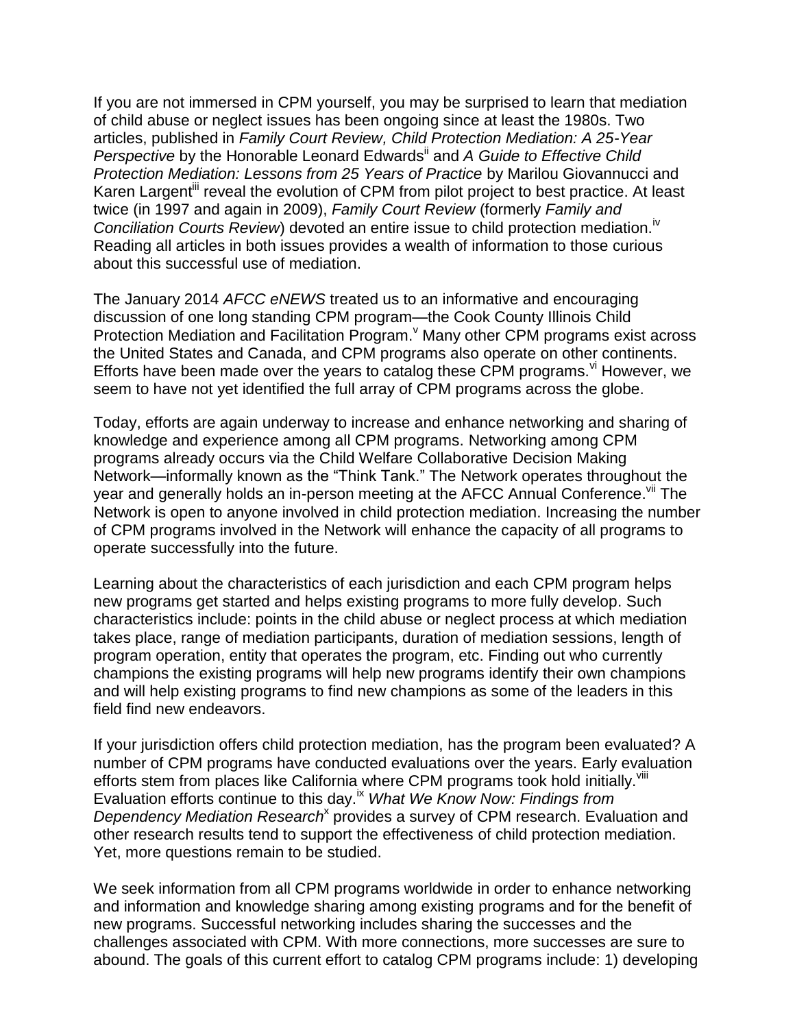If you are not immersed in CPM yourself, you may be surprised to learn that mediation of child abuse or neglect issues has been ongoing since at least the 1980s. Two articles, published in *Family Court Review, Child Protection Mediation: A 25-Year Perspective* by the Honorable Leonard Edwards[ii] and *A Guide to Effective Child Protection Mediation: Lessons from 25 Years of Practice* by Marilou Giovannucci and Karen Largent[iii] reveal the evolution of CPM from pilot project to best practice. At least twice (in 1997 and again in 2009), *Family Court Review* (formerly *Family and Conciliation Courts Review*) devoted an entire issue to child protection mediation.[iv] Reading all articles in both issues provides a wealth of information to those curious about this successful use of mediation.

The January 2014 *AFCC eNEWS* treated us to an informative and encouraging discussion of one long standing CPM program—the Cook County Illinois Child Protection Mediation and Facilitation Program.[v] Many other CPM programs exist across the United States and Canada, and CPM programs also operate on other continents. Efforts have been made over the years to catalog these CPM programs.[vi] However, we seem to have not yet identified the full array of CPM programs across the globe.

Today, efforts are again underway to increase and enhance networking and sharing of knowledge and experience among all CPM programs. Networking among CPM programs already occurs via the Child Welfare Collaborative Decision Making Network—informally known as the "Think Tank." The Network operates throughout the year and generally holds an in-person meeting at the AFCC Annual Conference.[vii] The Network is open to anyone involved in child protection mediation. Increasing the number of CPM programs involved in the Network will enhance the capacity of all programs to operate successfully into the future.

Learning about the characteristics of each jurisdiction and each CPM program helps new programs get started and helps existing programs to more fully develop. Such characteristics include: points in the child abuse or neglect process at which mediation takes place, range of mediation participants, duration of mediation sessions, length of program operation, entity that operates the program, etc. Finding out who currently champions the existing programs will help new programs identify their own champions and will help existing programs to find new champions as some of the leaders in this field find new endeavors.

If your jurisdiction offers child protection mediation, has the program been evaluated? A number of CPM programs have conducted evaluations over the years. Early evaluation efforts stem from places like California where CPM programs took hold initially.[viii] Evaluation efforts continue to this day.[ix] *What We Know Now: Findings from Dependency Mediation Research*[x] provides a survey of CPM research. Evaluation and other research results tend to support the effectiveness of child protection mediation. Yet, more questions remain to be studied.

We seek information from all CPM programs worldwide in order to enhance networking and information and knowledge sharing among existing programs and for the benefit of new programs. Successful networking includes sharing the successes and the challenges associated with CPM. With more connections, more successes are sure to abound. The goals of this current effort to catalog CPM programs include: 1) developing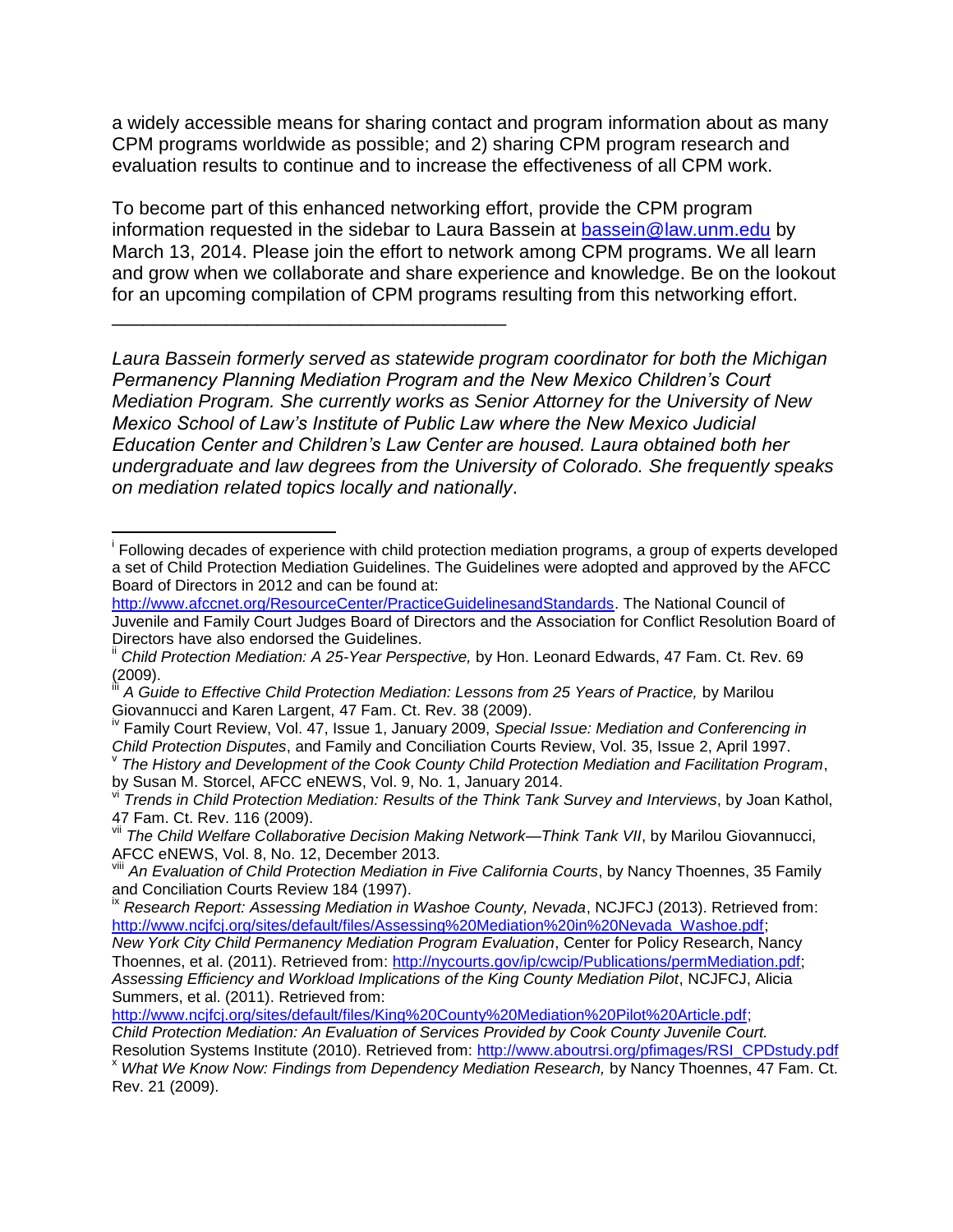a widely accessible means for sharing contact and program information about as many CPM programs worldwide as possible; and 2) sharing CPM program research and evaluation results to continue and to increase the effectiveness of all CPM work.

To become part of this enhanced networking effort, provide the CPM program information requested in the sidebar to Laura Bassein at [bassein@law.unm.edu](mailto:bassein@law.unm.edu) by March 13, 2014. Please join the effort to network among CPM programs. We all learn and grow when we collaborate and share experience and knowledge. Be on the lookout for an upcoming compilation of CPM programs resulting from this networking effort.

---

*Laura Bassein formerly served as statewide program coordinator for both the Michigan Permanency Planning Mediation Program and the New Mexico Children's Court Mediation Program. She currently works as Senior Attorney for the University of New Mexico School of Law's Institute of Public Law where the New Mexico Judicial Education Center and Children's Law Center are housed. Laura obtained both her undergraduate and law degrees from the University of Colorado. She frequently speaks on mediation related topics locally and nationally*.

---

[i] Following decades of experience with child protection mediation programs, a group of experts developed a set of Child Protection Mediation Guidelines. The Guidelines were adopted and approved by the AFCC Board of Directors in 2012 and can be found at: http://www.afccnet.org/ResourceCenter/PracticeGuidelinesandStandards. The National Council of Juvenile and Family Court Judges Board of Directors and the Association for Conflict Resolution Board of Directors have also endorsed the Guidelines.

[ii] *Child Protection Mediation: A 25-Year Perspective,* by Hon. Leonard Edwards, 47 Fam. Ct. Rev. 69 (2009).

[iii] *A Guide to Effective Child Protection Mediation: Lessons from 25 Years of Practice,* by Marilou Giovannucci and Karen Largent, 47 Fam. Ct. Rev. 38 (2009).

[iv] Family Court Review, Vol. 47, Issue 1, January 2009, *Special Issue: Mediation and Conferencing in Child Protection Disputes*, and Family and Conciliation Courts Review, Vol. 35, Issue 2, April 1997.

[v] *The History and Development of the Cook County Child Protection Mediation and Facilitation Program*, by Susan M. Storcel, AFCC eNEWS, Vol. 9, No. 1, January 2014.

[vi] *Trends in Child Protection Mediation: Results of the Think Tank Survey and Interviews*, by Joan Kathol, 47 Fam. Ct. Rev. 116 (2009).

[vii] *The Child Welfare Collaborative Decision Making Network—Think Tank VII*, by Marilou Giovannucci, AFCC eNEWS, Vol. 8, No. 12, December 2013.

[viii] *An Evaluation of Child Protection Mediation in Five California Courts*, by Nancy Thoennes, 35 Family and Conciliation Courts Review 184 (1997).

[ix] *Research Report: Assessing Mediation in Washoe County, Nevada*, NCJFCJ (2013). Retrieved from: http://www.ncjfcj.org/sites/default/files/Assessing%20Mediation%20in%20Nevada_Washoe.pdf; *New York City Child Permanency Mediation Program Evaluation*, Center for Policy Research, Nancy Thoennes, et al. (2011). Retrieved from: http://nycourts.gov/ip/cwcip/Publications/permMediation.pdf; *Assessing Efficiency and Workload Implications of the King County Mediation Pilot*, NCJFCJ, Alicia Summers, et al. (2011). Retrieved from: http://www.ncjfcj.org/sites/default/files/King%20County%20Mediation%20Pilot%20Article.pdf; *Child Protection Mediation: An Evaluation of Services Provided by Cook County Juvenile Court.* Resolution Systems Institute (2010). Retrieved from: http://www.aboutrsi.org/pfimages/RSI_CPDstudy.pdf

[x] *What We Know Now: Findings from Dependency Mediation Research,* by Nancy Thoennes, 47 Fam. Ct. Rev. 21 (2009).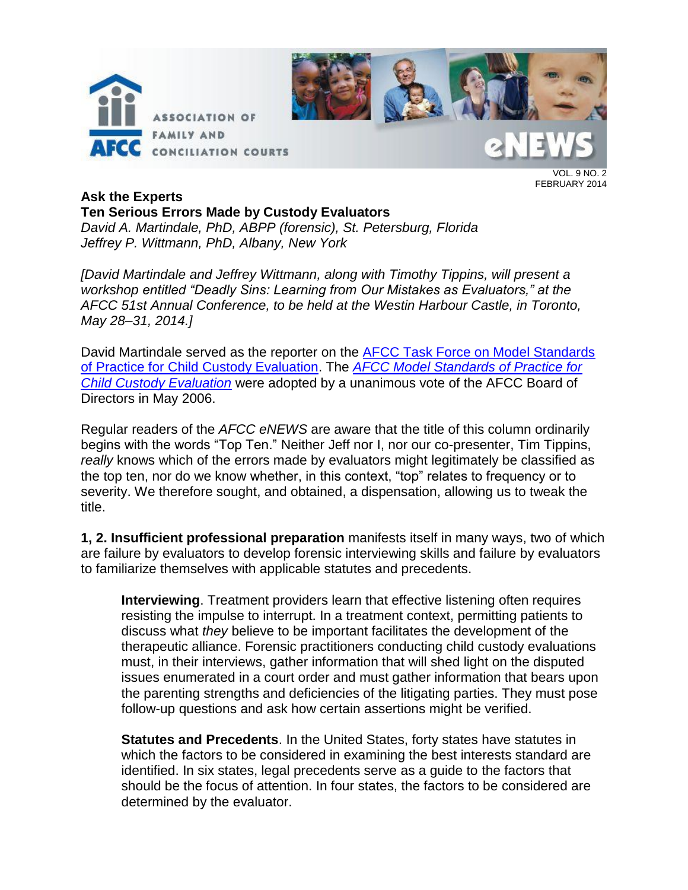VOL. 9 NO. 2
FEBRUARY 2014

## Ask the Experts
## Ten Serious Errors Made by Custody Evaluators

*David A. Martindale, PhD, ABPP (forensic), St. Petersburg, Florida*
*Jeffrey P. Wittmann, PhD, Albany, New York*

*[David Martindale and Jeffrey Wittmann, along with Timothy Tippins, will present a workshop entitled "Deadly Sins: Learning from Our Mistakes as Evaluators," at the AFCC 51st Annual Conference, to be held at the Westin Harbour Castle, in Toronto, May 28–31, 2014.]*

David Martindale served as the reporter on the AFCC Task Force on Model Standards of Practice for Child Custody Evaluation. The *AFCC Model Standards of Practice for Child Custody Evaluation* were adopted by a unanimous vote of the AFCC Board of Directors in May 2006.

Regular readers of the *AFCC eNEWS* are aware that the title of this column ordinarily begins with the words "Top Ten." Neither Jeff nor I, nor our co-presenter, Tim Tippins, *really* knows which of the errors made by evaluators might legitimately be classified as the top ten, nor do we know whether, in this context, "top" relates to frequency or to severity. We therefore sought, and obtained, a dispensation, allowing us to tweak the title.

**1, 2. Insufficient professional preparation** manifests itself in many ways, two of which are failure by evaluators to develop forensic interviewing skills and failure by evaluators to familiarize themselves with applicable statutes and precedents.

> **Interviewing**. Treatment providers learn that effective listening often requires resisting the impulse to interrupt. In a treatment context, permitting patients to discuss what *they* believe to be important facilitates the development of the therapeutic alliance. Forensic practitioners conducting child custody evaluations must, in their interviews, gather information that will shed light on the disputed issues enumerated in a court order and must gather information that bears upon the parenting strengths and deficiencies of the litigating parties. They must pose follow-up questions and ask how certain assertions might be verified.
>
> **Statutes and Precedents**. In the United States, forty states have statutes in which the factors to be considered in examining the best interests standard are identified. In six states, legal precedents serve as a guide to the factors that should be the focus of attention. In four states, the factors to be considered are determined by the evaluator.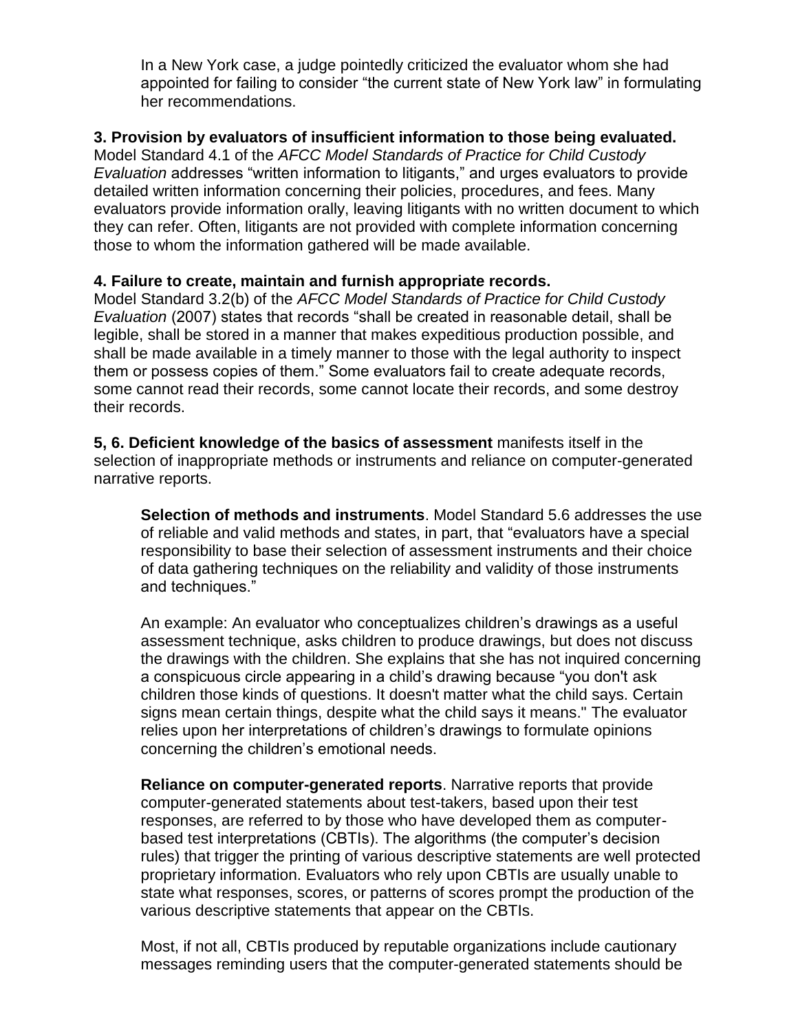In a New York case, a judge pointedly criticized the evaluator whom she had appointed for failing to consider "the current state of New York law" in formulating her recommendations.

**3. Provision by evaluators of insufficient information to those being evaluated.**
Model Standard 4.1 of the *AFCC Model Standards of Practice for Child Custody Evaluation* addresses "written information to litigants," and urges evaluators to provide detailed written information concerning their policies, procedures, and fees. Many evaluators provide information orally, leaving litigants with no written document to which they can refer. Often, litigants are not provided with complete information concerning those to whom the information gathered will be made available.

**4. Failure to create, maintain and furnish appropriate records.**
Model Standard 3.2(b) of the *AFCC Model Standards of Practice for Child Custody Evaluation* (2007) states that records "shall be created in reasonable detail, shall be legible, shall be stored in a manner that makes expeditious production possible, and shall be made available in a timely manner to those with the legal authority to inspect them or possess copies of them." Some evaluators fail to create adequate records, some cannot read their records, some cannot locate their records, and some destroy their records.

**5, 6. Deficient knowledge of the basics of assessment** manifests itself in the selection of inappropriate methods or instruments and reliance on computer-generated narrative reports.

**Selection of methods and instruments**. Model Standard 5.6 addresses the use of reliable and valid methods and states, in part, that "evaluators have a special responsibility to base their selection of assessment instruments and their choice of data gathering techniques on the reliability and validity of those instruments and techniques."

An example: An evaluator who conceptualizes children's drawings as a useful assessment technique, asks children to produce drawings, but does not discuss the drawings with the children. She explains that she has not inquired concerning a conspicuous circle appearing in a child's drawing because "you don't ask children those kinds of questions. It doesn't matter what the child says. Certain signs mean certain things, despite what the child says it means." The evaluator relies upon her interpretations of children's drawings to formulate opinions concerning the children's emotional needs.

**Reliance on computer-generated reports**. Narrative reports that provide computer-generated statements about test-takers, based upon their test responses, are referred to by those who have developed them as computer-based test interpretations (CBTIs). The algorithms (the computer's decision rules) that trigger the printing of various descriptive statements are well protected proprietary information. Evaluators who rely upon CBTIs are usually unable to state what responses, scores, or patterns of scores prompt the production of the various descriptive statements that appear on the CBTIs.

Most, if not all, CBTIs produced by reputable organizations include cautionary messages reminding users that the computer-generated statements should be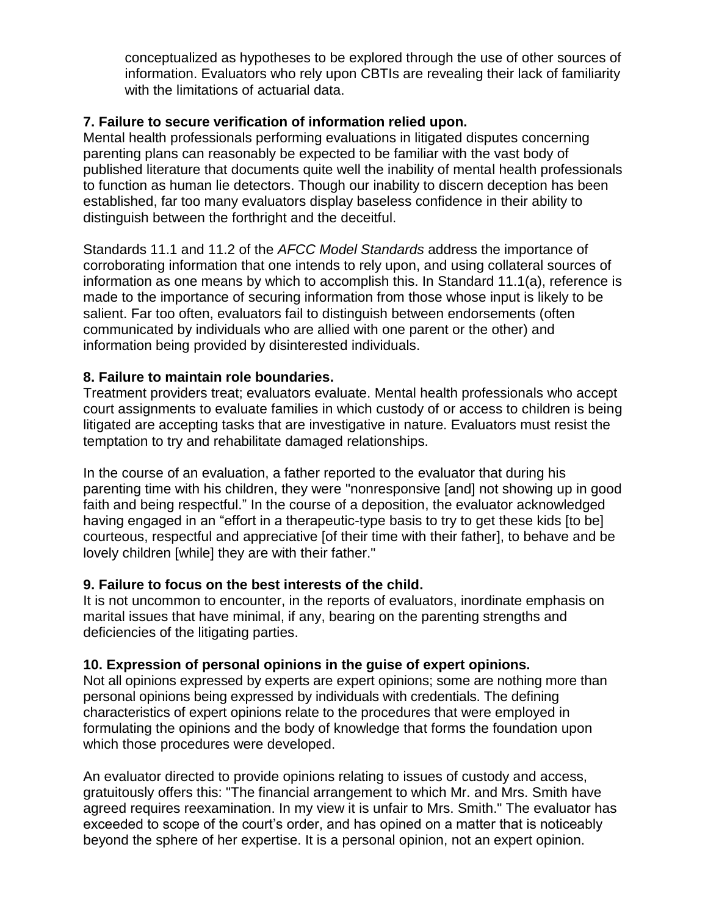conceptualized as hypotheses to be explored through the use of other sources of information. Evaluators who rely upon CBTIs are revealing their lack of familiarity with the limitations of actuarial data.

**7. Failure to secure verification of information relied upon.**
Mental health professionals performing evaluations in litigated disputes concerning parenting plans can reasonably be expected to be familiar with the vast body of published literature that documents quite well the inability of mental health professionals to function as human lie detectors. Though our inability to discern deception has been established, far too many evaluators display baseless confidence in their ability to distinguish between the forthright and the deceitful.

Standards 11.1 and 11.2 of the *AFCC Model Standards* address the importance of corroborating information that one intends to rely upon, and using collateral sources of information as one means by which to accomplish this. In Standard 11.1(a), reference is made to the importance of securing information from those whose input is likely to be salient. Far too often, evaluators fail to distinguish between endorsements (often communicated by individuals who are allied with one parent or the other) and information being provided by disinterested individuals.

**8. Failure to maintain role boundaries.**
Treatment providers treat; evaluators evaluate. Mental health professionals who accept court assignments to evaluate families in which custody of or access to children is being litigated are accepting tasks that are investigative in nature. Evaluators must resist the temptation to try and rehabilitate damaged relationships.

In the course of an evaluation, a father reported to the evaluator that during his parenting time with his children, they were "nonresponsive [and] not showing up in good faith and being respectful." In the course of a deposition, the evaluator acknowledged having engaged in an "effort in a therapeutic-type basis to try to get these kids [to be] courteous, respectful and appreciative [of their time with their father], to behave and be lovely children [while] they are with their father."

**9. Failure to focus on the best interests of the child.**
It is not uncommon to encounter, in the reports of evaluators, inordinate emphasis on marital issues that have minimal, if any, bearing on the parenting strengths and deficiencies of the litigating parties.

**10. Expression of personal opinions in the guise of expert opinions.**
Not all opinions expressed by experts are expert opinions; some are nothing more than personal opinions being expressed by individuals with credentials. The defining characteristics of expert opinions relate to the procedures that were employed in formulating the opinions and the body of knowledge that forms the foundation upon which those procedures were developed.

An evaluator directed to provide opinions relating to issues of custody and access, gratuitously offers this: "The financial arrangement to which Mr. and Mrs. Smith have agreed requires reexamination. In my view it is unfair to Mrs. Smith." The evaluator has exceeded to scope of the court's order, and has opined on a matter that is noticeably beyond the sphere of her expertise. It is a personal opinion, not an expert opinion.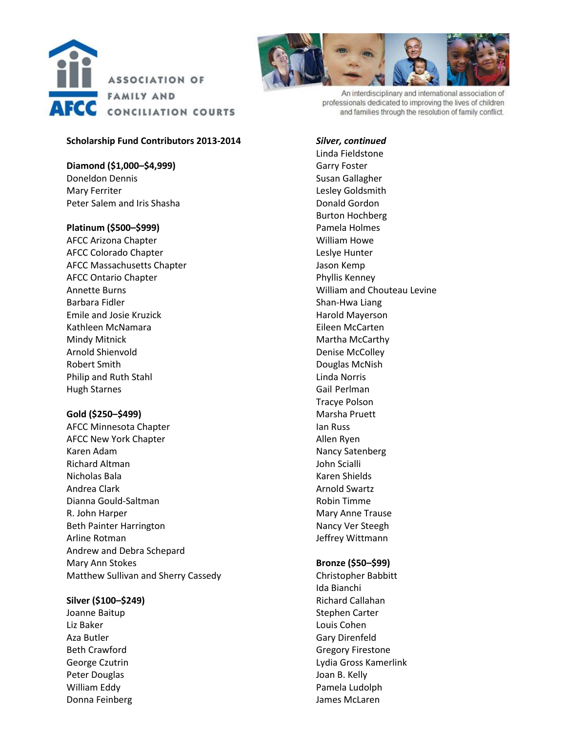ASSOCIATION OF FAMILY AND CONCILIATION COURTS

AFCC

An interdisciplinary and international association of professionals dedicated to improving the lives of children and families through the resolution of family conflict.

**Scholarship Fund Contributors 2013-2014**

**Diamond ($1,000–$4,999)**
Doneldon Dennis
Mary Ferriter
Peter Salem and Iris Shasha

**Platinum ($500–$999)**
AFCC Arizona Chapter
AFCC Colorado Chapter
AFCC Massachusetts Chapter
AFCC Ontario Chapter
Annette Burns
Barbara Fidler
Emile and Josie Kruzick
Kathleen McNamara
Mindy Mitnick
Arnold Shienvold
Robert Smith
Philip and Ruth Stahl
Hugh Starnes

**Gold ($250–$499)**
AFCC Minnesota Chapter
AFCC New York Chapter
Karen Adam
Richard Altman
Nicholas Bala
Andrea Clark
Dianna Gould-Saltman
R. John Harper
Beth Painter Harrington
Arline Rotman
Andrew and Debra Schepard
Mary Ann Stokes
Matthew Sullivan and Sherry Cassedy

**Silver ($100–$249)**
Joanne Baitup
Liz Baker
Aza Butler
Beth Crawford
George Czutrin
Peter Douglas
William Eddy
Donna Feinberg

***Silver, continued***
Linda Fieldstone
Garry Foster
Susan Gallagher
Lesley Goldsmith
Donald Gordon
Burton Hochberg
Pamela Holmes
William Howe
Leslye Hunter
Jason Kemp
Phyllis Kenney
William and Chouteau Levine
Shan-Hwa Liang
Harold Mayerson
Eileen McCarten
Martha McCarthy
Denise McColley
Douglas McNish
Linda Norris
Gail Perlman
Tracye Polson
Marsha Pruett
Ian Russ
Allen Ryen
Nancy Satenberg
John Scialli
Karen Shields
Arnold Swartz
Robin Timme
Mary Anne Trause
Nancy Ver Steegh
Jeffrey Wittmann

**Bronze ($50–$99)**
Christopher Babbitt
Ida Bianchi
Richard Callahan
Stephen Carter
Louis Cohen
Gary Direnfeld
Gregory Firestone
Lydia Gross Kamerlink
Joan B. Kelly
Pamela Ludolph
James McLaren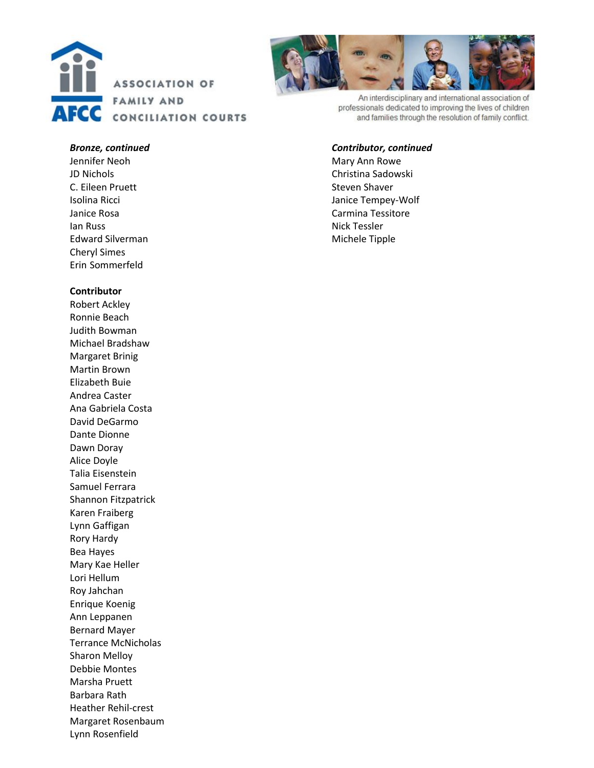**ASSOCIATION OF FAMILY AND CONCILIATION COURTS**

An interdisciplinary and international association of professionals dedicated to improving the lives of children and families through the resolution of family conflict.

***Bronze, continued***

Jennifer Neoh
JD Nichols
C. Eileen Pruett
Isolina Ricci
Janice Rosa
Ian Russ
Edward Silverman
Cheryl Simes
Erin Sommerfeld

**Contributor**

Robert Ackley
Ronnie Beach
Judith Bowman
Michael Bradshaw
Margaret Brinig
Martin Brown
Elizabeth Buie
Andrea Caster
Ana Gabriela Costa
David DeGarmo
Dante Dionne
Dawn Doray
Alice Doyle
Talia Eisenstein
Samuel Ferrara
Shannon Fitzpatrick
Karen Fraiberg
Lynn Gaffigan
Rory Hardy
Bea Hayes
Mary Kae Heller
Lori Hellum
Roy Jahchan
Enrique Koenig
Ann Leppanen
Bernard Mayer
Terrance McNicholas
Sharon Melloy
Debbie Montes
Marsha Pruett
Barbara Rath
Heather Rehil-crest
Margaret Rosenbaum
Lynn Rosenfield

***Contributor, continued***

Mary Ann Rowe
Christina Sadowski
Steven Shaver
Janice Tempey-Wolf
Carmina Tessitore
Nick Tessler
Michele Tipple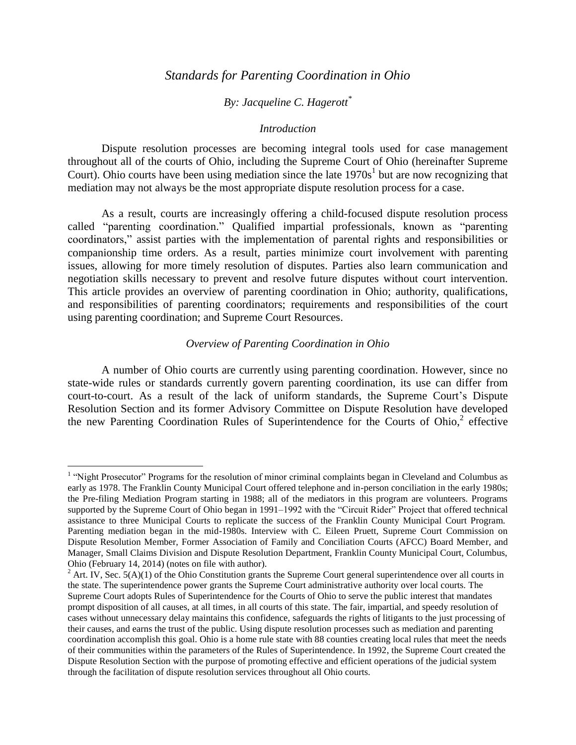# *Standards for Parenting Coordination in Ohio*

*By: Jacqueline C. Hagerott*[*]

## *Introduction*

Dispute resolution processes are becoming integral tools used for case management throughout all of the courts of Ohio, including the Supreme Court of Ohio (hereinafter Supreme Court). Ohio courts have been using mediation since the late 1970s[1] but are now recognizing that mediation may not always be the most appropriate dispute resolution process for a case.

As a result, courts are increasingly offering a child-focused dispute resolution process called "parenting coordination." Qualified impartial professionals, known as "parenting coordinators," assist parties with the implementation of parental rights and responsibilities or companionship time orders. As a result, parties minimize court involvement with parenting issues, allowing for more timely resolution of disputes. Parties also learn communication and negotiation skills necessary to prevent and resolve future disputes without court intervention. This article provides an overview of parenting coordination in Ohio; authority, qualifications, and responsibilities of parenting coordinators; requirements and responsibilities of the court using parenting coordination; and Supreme Court Resources.

## *Overview of Parenting Coordination in Ohio*

A number of Ohio courts are currently using parenting coordination. However, since no state-wide rules or standards currently govern parenting coordination, its use can differ from court-to-court. As a result of the lack of uniform standards, the Supreme Court's Dispute Resolution Section and its former Advisory Committee on Dispute Resolution have developed the new Parenting Coordination Rules of Superintendence for the Courts of Ohio,[2] effective

---

[1] "Night Prosecutor" Programs for the resolution of minor criminal complaints began in Cleveland and Columbus as early as 1978. The Franklin County Municipal Court offered telephone and in-person conciliation in the early 1980s; the Pre-filing Mediation Program starting in 1988; all of the mediators in this program are volunteers. Programs supported by the Supreme Court of Ohio began in 1991–1992 with the "Circuit Rider" Project that offered technical assistance to three Municipal Courts to replicate the success of the Franklin County Municipal Court Program. Parenting mediation began in the mid-1980s. Interview with C. Eileen Pruett, Supreme Court Commission on Dispute Resolution Member, Former Association of Family and Conciliation Courts (AFCC) Board Member, and Manager, Small Claims Division and Dispute Resolution Department, Franklin County Municipal Court, Columbus, Ohio (February 14, 2014) (notes on file with author).

[2] Art. IV, Sec. 5(A)(1) of the Ohio Constitution grants the Supreme Court general superintendence over all courts in the state. The superintendence power grants the Supreme Court administrative authority over local courts. The Supreme Court adopts Rules of Superintendence for the Courts of Ohio to serve the public interest that mandates prompt disposition of all causes, at all times, in all courts of this state. The fair, impartial, and speedy resolution of cases without unnecessary delay maintains this confidence, safeguards the rights of litigants to the just processing of their causes, and earns the trust of the public. Using dispute resolution processes such as mediation and parenting coordination accomplish this goal. Ohio is a home rule state with 88 counties creating local rules that meet the needs of their communities within the parameters of the Rules of Superintendence. In 1992, the Supreme Court created the Dispute Resolution Section with the purpose of promoting effective and efficient operations of the judicial system through the facilitation of dispute resolution services throughout all Ohio courts.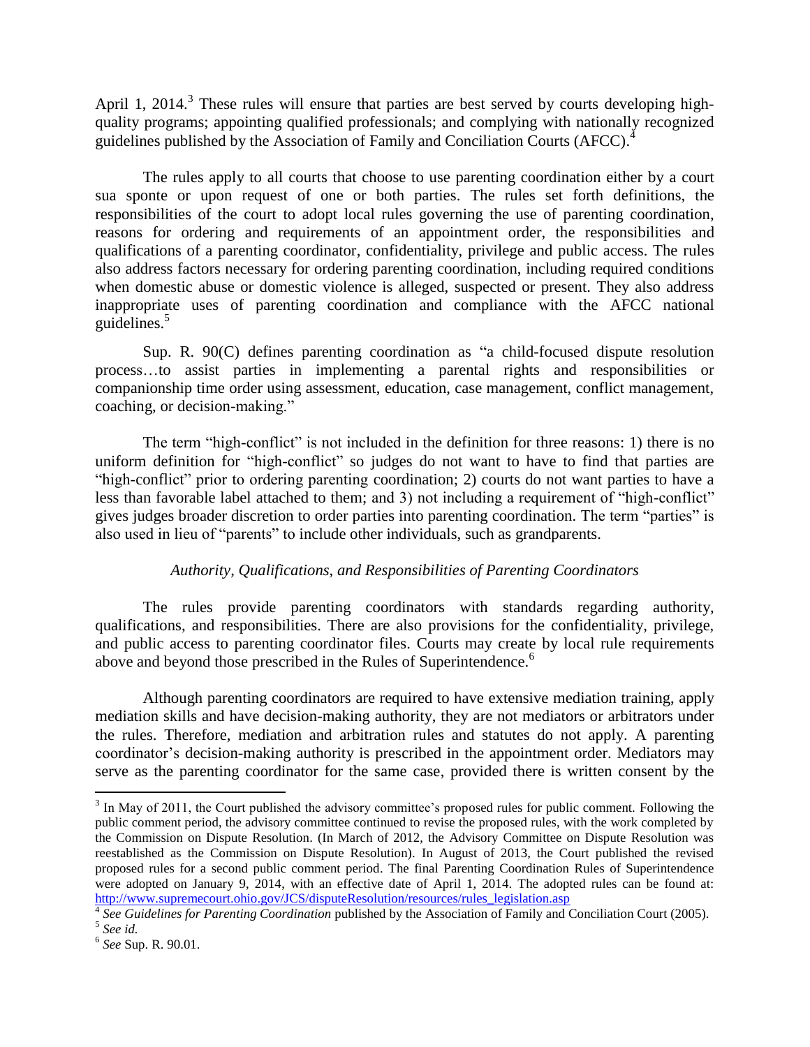April 1, 2014.[3] These rules will ensure that parties are best served by courts developing high-quality programs; appointing qualified professionals; and complying with nationally recognized guidelines published by the Association of Family and Conciliation Courts (AFCC).[4]

The rules apply to all courts that choose to use parenting coordination either by a court sua sponte or upon request of one or both parties. The rules set forth definitions, the responsibilities of the court to adopt local rules governing the use of parenting coordination, reasons for ordering and requirements of an appointment order, the responsibilities and qualifications of a parenting coordinator, confidentiality, privilege and public access. The rules also address factors necessary for ordering parenting coordination, including required conditions when domestic abuse or domestic violence is alleged, suspected or present. They also address inappropriate uses of parenting coordination and compliance with the AFCC national guidelines.[5]

Sup. R. 90(C) defines parenting coordination as "a child-focused dispute resolution process…to assist parties in implementing a parental rights and responsibilities or companionship time order using assessment, education, case management, conflict management, coaching, or decision-making."

The term "high-conflict" is not included in the definition for three reasons: 1) there is no uniform definition for "high-conflict" so judges do not want to have to find that parties are "high-conflict" prior to ordering parenting coordination; 2) courts do not want parties to have a less than favorable label attached to them; and 3) not including a requirement of "high-conflict" gives judges broader discretion to order parties into parenting coordination. The term "parties" is also used in lieu of "parents" to include other individuals, such as grandparents.

*Authority, Qualifications, and Responsibilities of Parenting Coordinators*

The rules provide parenting coordinators with standards regarding authority, qualifications, and responsibilities. There are also provisions for the confidentiality, privilege, and public access to parenting coordinator files. Courts may create by local rule requirements above and beyond those prescribed in the Rules of Superintendence.[6]

Although parenting coordinators are required to have extensive mediation training, apply mediation skills and have decision-making authority, they are not mediators or arbitrators under the rules. Therefore, mediation and arbitration rules and statutes do not apply. A parenting coordinator's decision-making authority is prescribed in the appointment order. Mediators may serve as the parenting coordinator for the same case, provided there is written consent by the

---

[3] In May of 2011, the Court published the advisory committee's proposed rules for public comment. Following the public comment period, the advisory committee continued to revise the proposed rules, with the work completed by the Commission on Dispute Resolution. (In March of 2012, the Advisory Committee on Dispute Resolution was reestablished as the Commission on Dispute Resolution). In August of 2013, the Court published the revised proposed rules for a second public comment period. The final Parenting Coordination Rules of Superintendence were adopted on January 9, 2014, with an effective date of April 1, 2014. The adopted rules can be found at: http://www.supremecourt.ohio.gov/JCS/disputeResolution/resources/rules_legislation.asp

[4] *See Guidelines for Parenting Coordination* published by the Association of Family and Conciliation Court (2005).

[5] *See id.*

[6] *See* Sup. R. 90.01.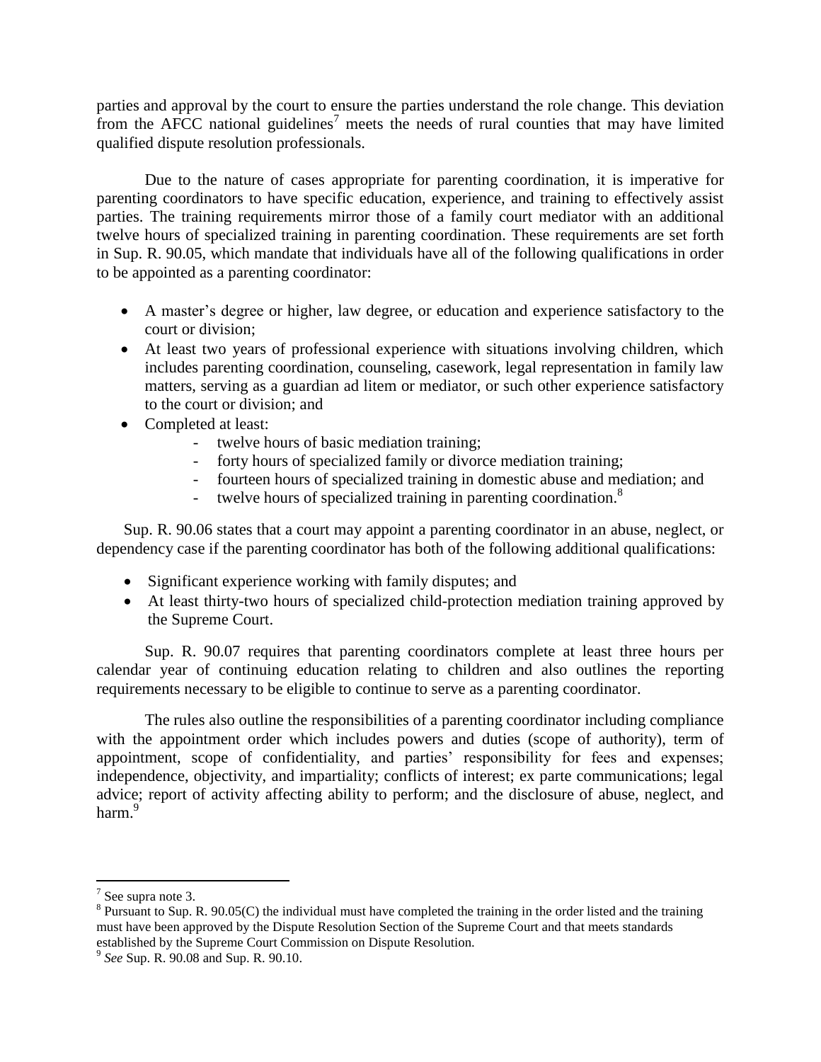parties and approval by the court to ensure the parties understand the role change. This deviation from the AFCC national guidelines[7] meets the needs of rural counties that may have limited qualified dispute resolution professionals.

Due to the nature of cases appropriate for parenting coordination, it is imperative for parenting coordinators to have specific education, experience, and training to effectively assist parties. The training requirements mirror those of a family court mediator with an additional twelve hours of specialized training in parenting coordination. These requirements are set forth in Sup. R. 90.05, which mandate that individuals have all of the following qualifications in order to be appointed as a parenting coordinator:

- A master's degree or higher, law degree, or education and experience satisfactory to the court or division;
- At least two years of professional experience with situations involving children, which includes parenting coordination, counseling, casework, legal representation in family law matters, serving as a guardian ad litem or mediator, or such other experience satisfactory to the court or division; and
- Completed at least:
  - twelve hours of basic mediation training;
  - forty hours of specialized family or divorce mediation training;
  - fourteen hours of specialized training in domestic abuse and mediation; and
  - twelve hours of specialized training in parenting coordination.[8]

Sup. R. 90.06 states that a court may appoint a parenting coordinator in an abuse, neglect, or dependency case if the parenting coordinator has both of the following additional qualifications:

- Significant experience working with family disputes; and
- At least thirty-two hours of specialized child-protection mediation training approved by the Supreme Court.

Sup. R. 90.07 requires that parenting coordinators complete at least three hours per calendar year of continuing education relating to children and also outlines the reporting requirements necessary to be eligible to continue to serve as a parenting coordinator.

The rules also outline the responsibilities of a parenting coordinator including compliance with the appointment order which includes powers and duties (scope of authority), term of appointment, scope of confidentiality, and parties' responsibility for fees and expenses; independence, objectivity, and impartiality; conflicts of interest; ex parte communications; legal advice; report of activity affecting ability to perform; and the disclosure of abuse, neglect, and harm.[9]

---

[7] See supra note 3.

[8] Pursuant to Sup. R. 90.05(C) the individual must have completed the training in the order listed and the training must have been approved by the Dispute Resolution Section of the Supreme Court and that meets standards established by the Supreme Court Commission on Dispute Resolution.

[9] *See* Sup. R. 90.08 and Sup. R. 90.10.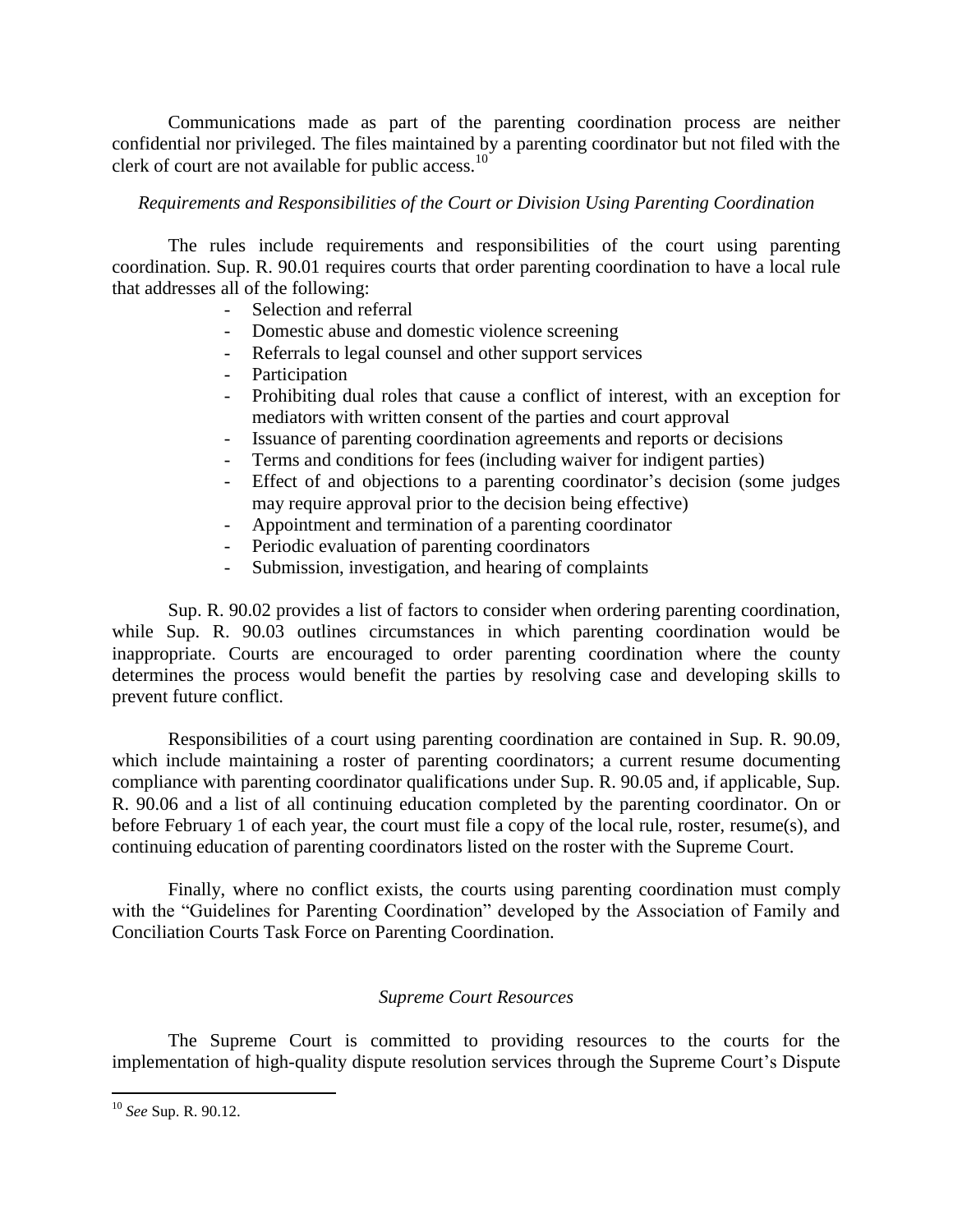Communications made as part of the parenting coordination process are neither confidential nor privileged. The files maintained by a parenting coordinator but not filed with the clerk of court are not available for public access.[10]

*Requirements and Responsibilities of the Court or Division Using Parenting Coordination*

The rules include requirements and responsibilities of the court using parenting coordination. Sup. R. 90.01 requires courts that order parenting coordination to have a local rule that addresses all of the following:

- Selection and referral
- Domestic abuse and domestic violence screening
- Referrals to legal counsel and other support services
- Participation
- Prohibiting dual roles that cause a conflict of interest, with an exception for mediators with written consent of the parties and court approval
- Issuance of parenting coordination agreements and reports or decisions
- Terms and conditions for fees (including waiver for indigent parties)
- Effect of and objections to a parenting coordinator's decision (some judges may require approval prior to the decision being effective)
- Appointment and termination of a parenting coordinator
- Periodic evaluation of parenting coordinators
- Submission, investigation, and hearing of complaints

Sup. R. 90.02 provides a list of factors to consider when ordering parenting coordination, while Sup. R. 90.03 outlines circumstances in which parenting coordination would be inappropriate. Courts are encouraged to order parenting coordination where the county determines the process would benefit the parties by resolving case and developing skills to prevent future conflict.

Responsibilities of a court using parenting coordination are contained in Sup. R. 90.09, which include maintaining a roster of parenting coordinators; a current resume documenting compliance with parenting coordinator qualifications under Sup. R. 90.05 and, if applicable, Sup. R. 90.06 and a list of all continuing education completed by the parenting coordinator. On or before February 1 of each year, the court must file a copy of the local rule, roster, resume(s), and continuing education of parenting coordinators listed on the roster with the Supreme Court.

Finally, where no conflict exists, the courts using parenting coordination must comply with the "Guidelines for Parenting Coordination" developed by the Association of Family and Conciliation Courts Task Force on Parenting Coordination.

*Supreme Court Resources*

The Supreme Court is committed to providing resources to the courts for the implementation of high-quality dispute resolution services through the Supreme Court's Dispute

[10] *See* Sup. R. 90.12.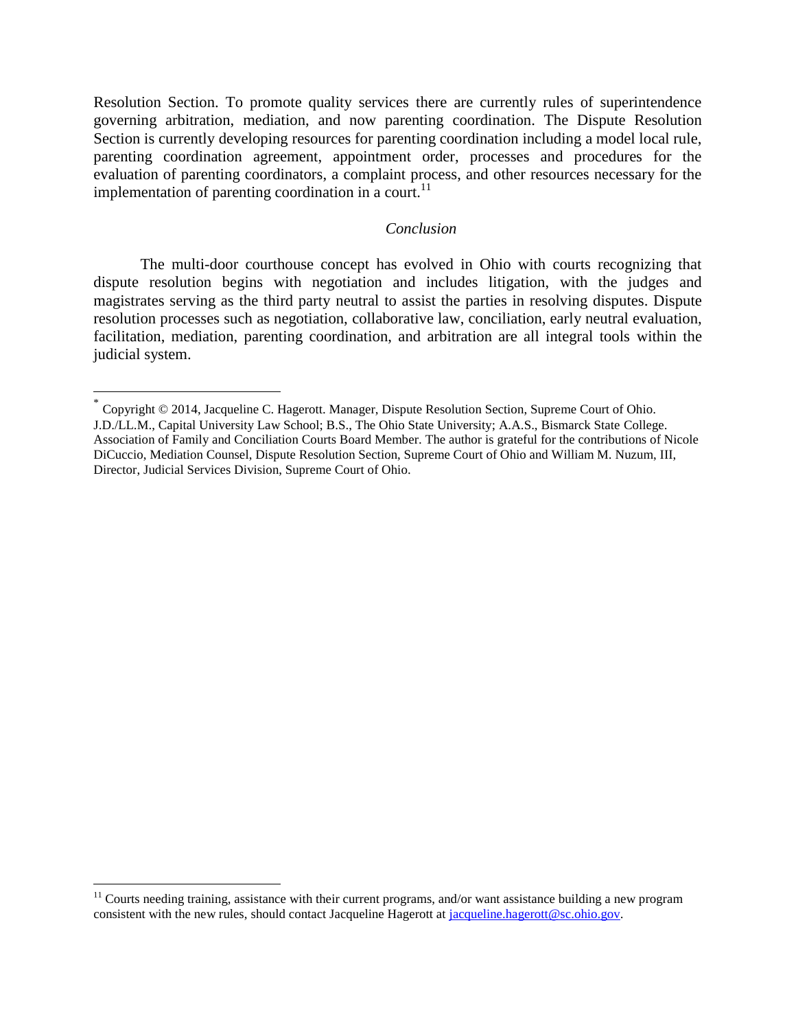Resolution Section. To promote quality services there are currently rules of superintendence governing arbitration, mediation, and now parenting coordination. The Dispute Resolution Section is currently developing resources for parenting coordination including a model local rule, parenting coordination agreement, appointment order, processes and procedures for the evaluation of parenting coordinators, a complaint process, and other resources necessary for the implementation of parenting coordination in a court.[11]

## *Conclusion*

The multi-door courthouse concept has evolved in Ohio with courts recognizing that dispute resolution begins with negotiation and includes litigation, with the judges and magistrates serving as the third party neutral to assist the parties in resolving disputes. Dispute resolution processes such as negotiation, collaborative law, conciliation, early neutral evaluation, facilitation, mediation, parenting coordination, and arbitration are all integral tools within the judicial system.

---

[*] Copyright © 2014, Jacqueline C. Hagerott. Manager, Dispute Resolution Section, Supreme Court of Ohio. J.D./LL.M., Capital University Law School; B.S., The Ohio State University; A.A.S., Bismarck State College. Association of Family and Conciliation Courts Board Member. The author is grateful for the contributions of Nicole DiCuccio, Mediation Counsel, Dispute Resolution Section, Supreme Court of Ohio and William M. Nuzum, III, Director, Judicial Services Division, Supreme Court of Ohio.

---

[11] Courts needing training, assistance with their current programs, and/or want assistance building a new program consistent with the new rules, should contact Jacqueline Hagerott at jacqueline.hagerott@sc.ohio.gov.